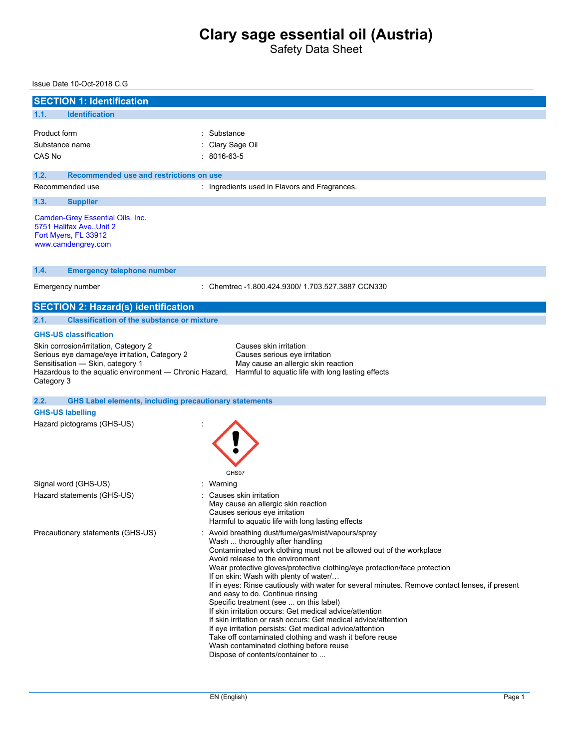# Clary sage essential oil (Austria)

Safety Data Sheet

Issue Date 10-Oct-2018 C.G

## SECTION 1: Identification

### 1.1. Identification

| | |
|---|---|
| Product form | : Substance |
| Substance name | : Clary Sage Oil |
| CAS No | : 8016-63-5 |

### 1.2. Recommended use and restrictions on use

| | |
|---|---|
| Recommended use | : Ingredients used in Flavors and Fragrances. |

### 1.3. Supplier

Camden-Grey Essential Oils, Inc.
5751 Halifax Ave.,Unit 2
Fort Myers, FL 33912
www.camdengrey.com

### 1.4. Emergency telephone number

| | |
|---|---|
| Emergency number | : Chemtrec -1.800.424.9300/ 1.703.527.3887 CCN330 |

## SECTION 2: Hazard(s) identification

### 2.1. Classification of the substance or mixture

**GHS-US classification**

| | |
|---|---|
| Skin corrosion/irritation, Category 2 | Causes skin irritation |
| Serious eye damage/eye irritation, Category 2 | Causes serious eye irritation |
| Sensitisation — Skin, category 1 | May cause an allergic skin reaction |
| Hazardous to the aquatic environment — Chronic Hazard, Category 3 | Harmful to aquatic life with long lasting effects |

### 2.2. GHS Label elements, including precautionary statements

**GHS-US labelling**

Hazard pictograms (GHS-US) :

GHS07

Signal word (GHS-US) : Warning

Hazard statements (GHS-US) :
Causes skin irritation
May cause an allergic skin reaction
Causes serious eye irritation
Harmful to aquatic life with long lasting effects

Precautionary statements (GHS-US) :
Avoid breathing dust/fume/gas/mist/vapours/spray
Wash ... thoroughly after handling
Contaminated work clothing must not be allowed out of the workplace
Avoid release to the environment
Wear protective gloves/protective clothing/eye protection/face protection
If on skin: Wash with plenty of water/…
If in eyes: Rinse cautiously with water for several minutes. Remove contact lenses, if present and easy to do. Continue rinsing
Specific treatment (see ... on this label)
If skin irritation occurs: Get medical advice/attention
If skin irritation or rash occurs: Get medical advice/attention
If eye irritation persists: Get medical advice/attention
Take off contaminated clothing and wash it before reuse
Wash contaminated clothing before reuse
Dispose of contents/container to ...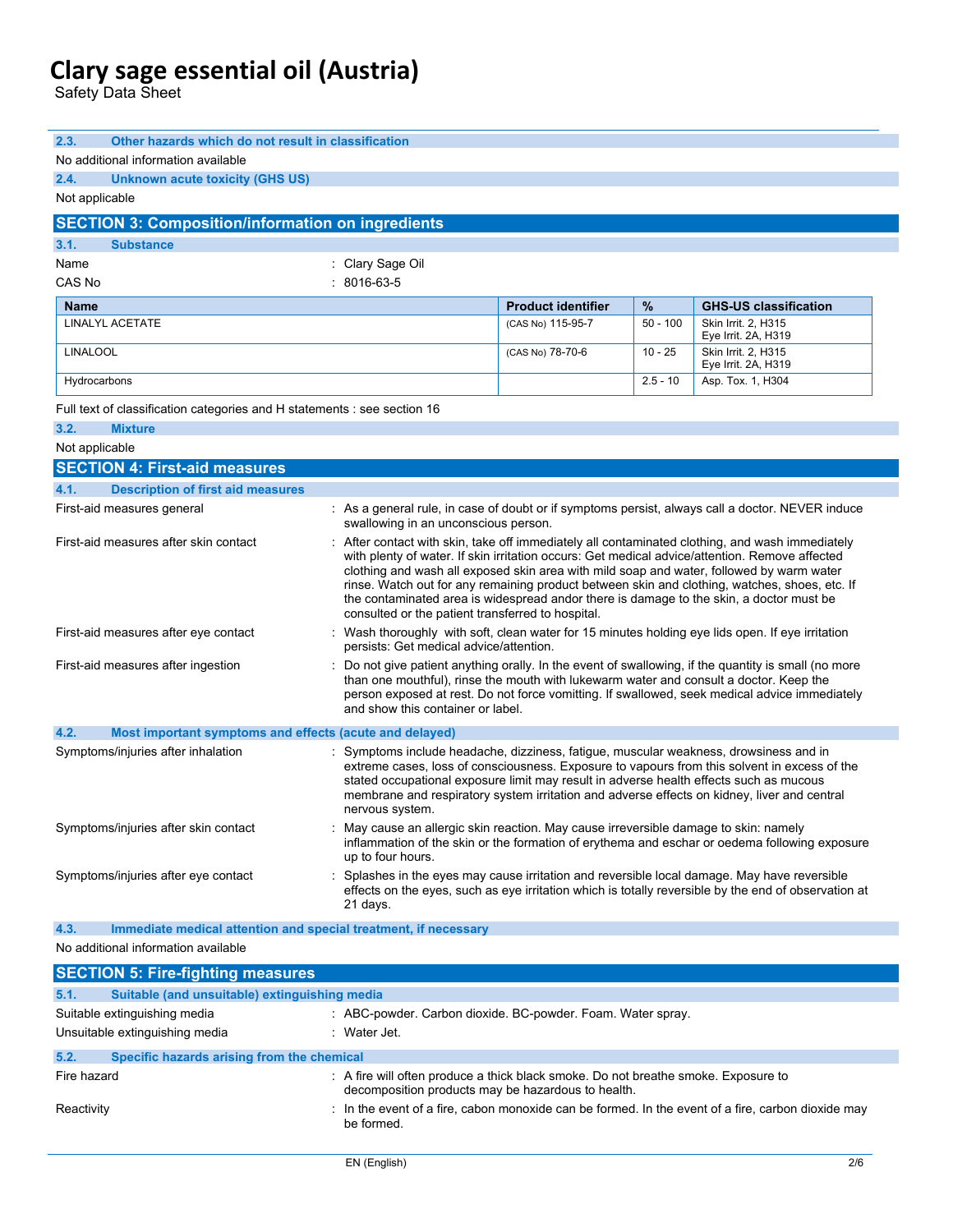### 2.3. Other hazards which do not result in classification

No additional information available

### 2.4. Unknown acute toxicity (GHS US)

Not applicable

## SECTION 3: Composition/information on ingredients

### 3.1. Substance

Name : Clary Sage Oil

CAS No : 8016-63-5

| Name | Product identifier | % | GHS-US classification |
|---|---|---|---|
| LINALYL ACETATE | (CAS No) 115-95-7 | 50 - 100 | Skin Irrit. 2, H315<br>Eye Irrit. 2A, H319 |
| LINALOOL | (CAS No) 78-70-6 | 10 - 25 | Skin Irrit. 2, H315<br>Eye Irrit. 2A, H319 |
| Hydrocarbons | | 2.5 - 10 | Asp. Tox. 1, H304 |

Full text of classification categories and H statements : see section 16

### 3.2. Mixture

Not applicable

## SECTION 4: First-aid measures

### 4.1. Description of first aid measures

First-aid measures general : As a general rule, in case of doubt or if symptoms persist, always call a doctor. NEVER induce swallowing in an unconscious person.

First-aid measures after skin contact : After contact with skin, take off immediately all contaminated clothing, and wash immediately with plenty of water. If skin irritation occurs: Get medical advice/attention. Remove affected clothing and wash all exposed skin area with mild soap and water, followed by warm water rinse. Watch out for any remaining product between skin and clothing, watches, shoes, etc. If the contaminated area is widespread andor there is damage to the skin, a doctor must be consulted or the patient transferred to hospital.

First-aid measures after eye contact : Wash thoroughly with soft, clean water for 15 minutes holding eye lids open. If eye irritation persists: Get medical advice/attention.

First-aid measures after ingestion : Do not give patient anything orally. In the event of swallowing, if the quantity is small (no more than one mouthful), rinse the mouth with lukewarm water and consult a doctor. Keep the person exposed at rest. Do not force vomitting. If swallowed, seek medical advice immediately and show this container or label.

### 4.2. Most important symptoms and effects (acute and delayed)

Symptoms/injuries after inhalation : Symptoms include headache, dizziness, fatigue, muscular weakness, drowsiness and in extreme cases, loss of consciousness. Exposure to vapours from this solvent in excess of the stated occupational exposure limit may result in adverse health effects such as mucous membrane and respiratory system irritation and adverse effects on kidney, liver and central nervous system.

Symptoms/injuries after skin contact : May cause an allergic skin reaction. May cause irreversible damage to skin: namely inflammation of the skin or the formation of erythema and eschar or oedema following exposure up to four hours.

Symptoms/injuries after eye contact : Splashes in the eyes may cause irritation and reversible local damage. May have reversible effects on the eyes, such as eye irritation which is totally reversible by the end of observation at 21 days.

### 4.3. Immediate medical attention and special treatment, if necessary

No additional information available

## SECTION 5: Fire-fighting measures

### 5.1. Suitable (and unsuitable) extinguishing media

Suitable extinguishing media : ABC-powder. Carbon dioxide. BC-powder. Foam. Water spray.

Unsuitable extinguishing media : Water Jet.

### 5.2. Specific hazards arising from the chemical

Fire hazard : A fire will often produce a thick black smoke. Do not breathe smoke. Exposure to decomposition products may be hazardous to health.

Reactivity : In the event of a fire, cabon monoxide can be formed. In the event of a fire, carbon dioxide may be formed.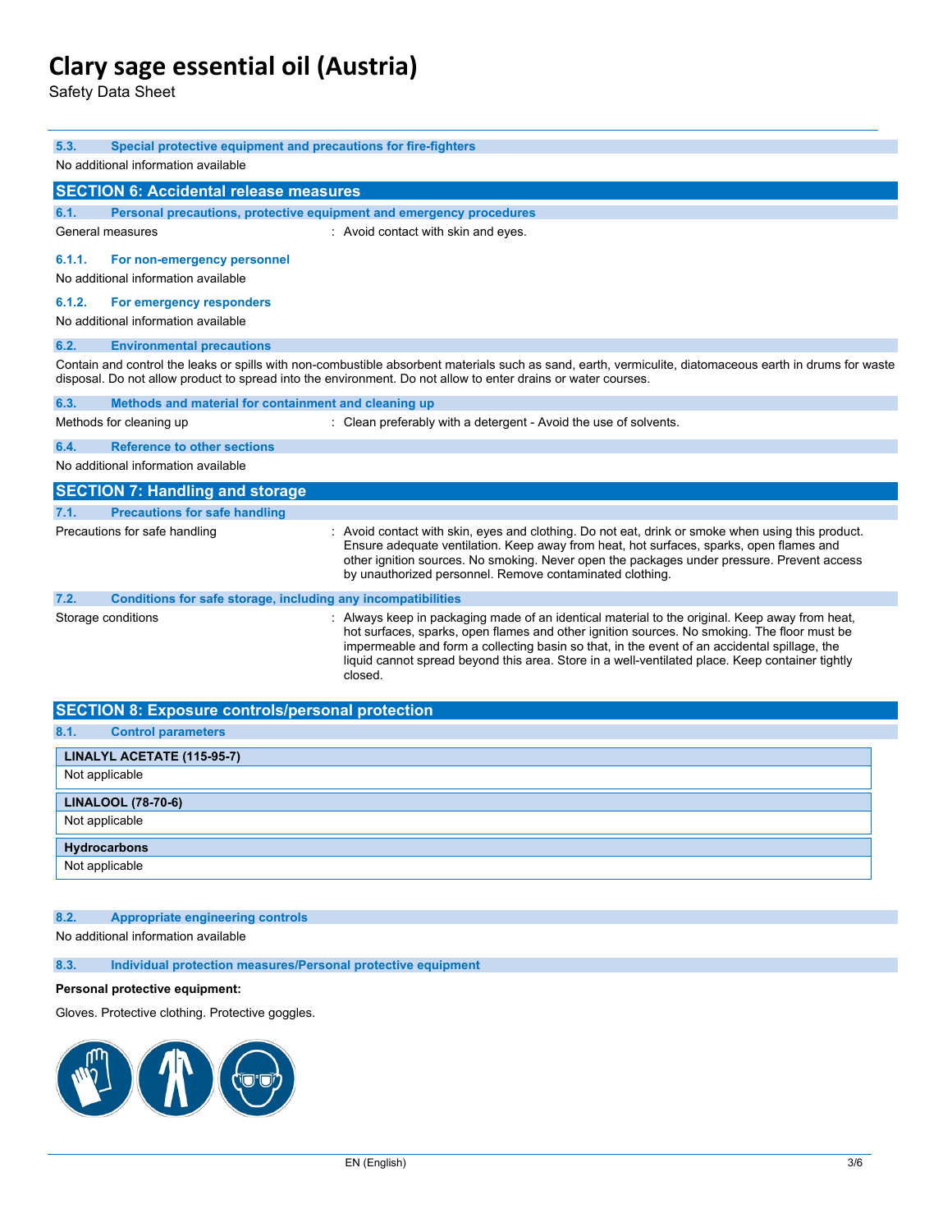### 5.3. Special protective equipment and precautions for fire-fighters

No additional information available

## SECTION 6: Accidental release measures

### 6.1. Personal precautions, protective equipment and emergency procedures

General measures : Avoid contact with skin and eyes.

#### 6.1.1. For non-emergency personnel

No additional information available

#### 6.1.2. For emergency responders

No additional information available

### 6.2. Environmental precautions

Contain and control the leaks or spills with non-combustible absorbent materials such as sand, earth, vermiculite, diatomaceous earth in drums for waste disposal. Do not allow product to spread into the environment. Do not allow to enter drains or water courses.

### 6.3. Methods and material for containment and cleaning up

Methods for cleaning up : Clean preferably with a detergent - Avoid the use of solvents.

### 6.4. Reference to other sections

No additional information available

## SECTION 7: Handling and storage

### 7.1. Precautions for safe handling

Precautions for safe handling : Avoid contact with skin, eyes and clothing. Do not eat, drink or smoke when using this product. Ensure adequate ventilation. Keep away from heat, hot surfaces, sparks, open flames and other ignition sources. No smoking. Never open the packages under pressure. Prevent access by unauthorized personnel. Remove contaminated clothing.

### 7.2. Conditions for safe storage, including any incompatibilities

Storage conditions : Always keep in packaging made of an identical material to the original. Keep away from heat, hot surfaces, sparks, open flames and other ignition sources. No smoking. The floor must be impermeable and form a collecting basin so that, in the event of an accidental spillage, the liquid cannot spread beyond this area. Store in a well-ventilated place. Keep container tightly closed.

## SECTION 8: Exposure controls/personal protection

### 8.1. Control parameters

| LINALYL ACETATE (115-95-7) |
|---|
| Not applicable |

| LINALOOL (78-70-6) |
|---|
| Not applicable |

| Hydrocarbons |
|---|
| Not applicable |

### 8.2. Appropriate engineering controls

No additional information available

### 8.3. Individual protection measures/Personal protective equipment

**Personal protective equipment:**

Gloves. Protective clothing. Protective goggles.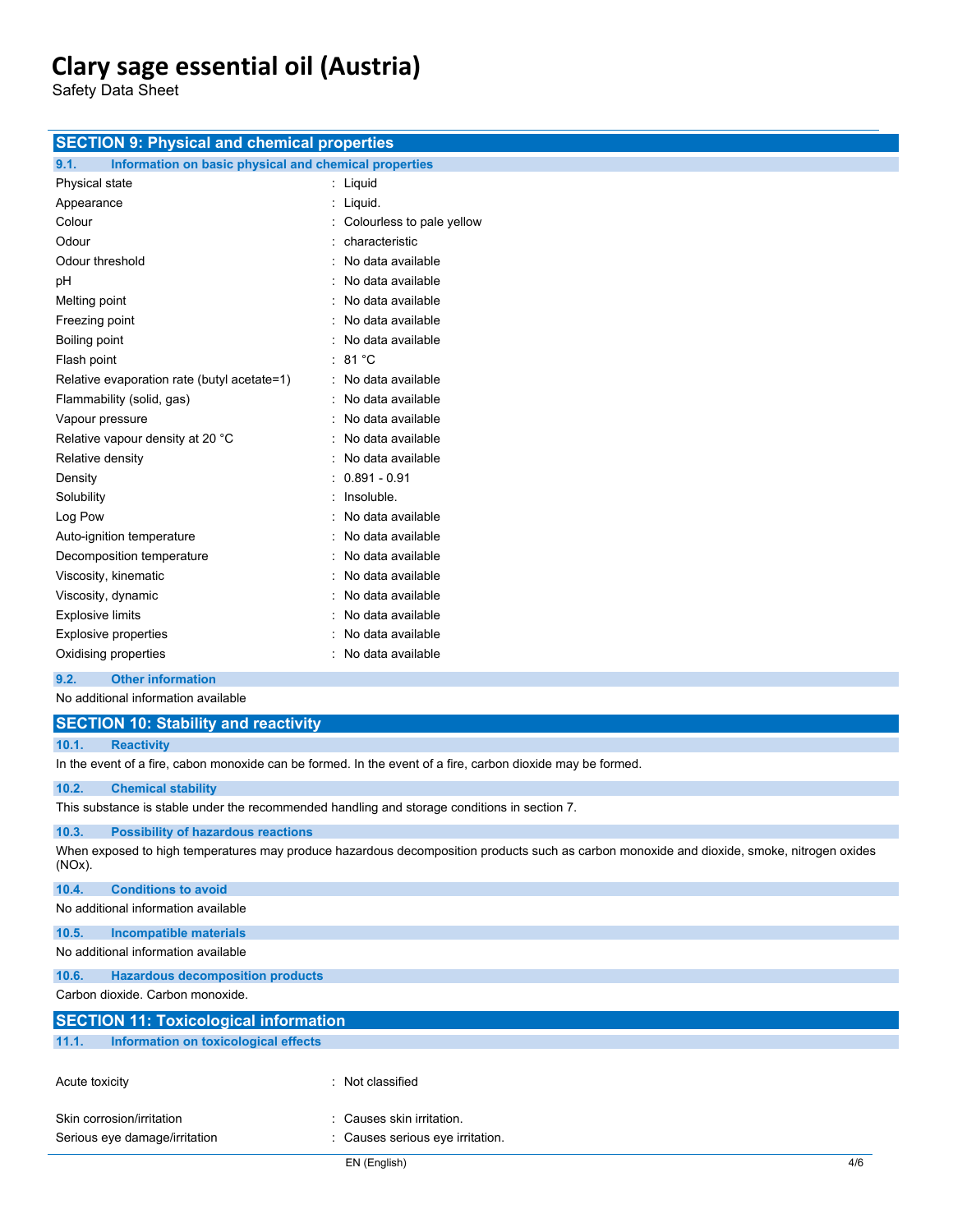## SECTION 9: Physical and chemical properties

### 9.1. Information on basic physical and chemical properties

| Property | Value |
|---|---|
| Physical state | Liquid |
| Appearance | Liquid. |
| Colour | Colourless to pale yellow |
| Odour | characteristic |
| Odour threshold | No data available |
| pH | No data available |
| Melting point | No data available |
| Freezing point | No data available |
| Boiling point | No data available |
| Flash point | 81 °C |
| Relative evaporation rate (butyl acetate=1) | No data available |
| Flammability (solid, gas) | No data available |
| Vapour pressure | No data available |
| Relative vapour density at 20 °C | No data available |
| Relative density | No data available |
| Density | 0.891 - 0.91 |
| Solubility | Insoluble. |
| Log Pow | No data available |
| Auto-ignition temperature | No data available |
| Decomposition temperature | No data available |
| Viscosity, kinematic | No data available |
| Viscosity, dynamic | No data available |
| Explosive limits | No data available |
| Explosive properties | No data available |
| Oxidising properties | No data available |

### 9.2. Other information

No additional information available

## SECTION 10: Stability and reactivity

### 10.1. Reactivity

In the event of a fire, cabon monoxide can be formed. In the event of a fire, carbon dioxide may be formed.

### 10.2. Chemical stability

This substance is stable under the recommended handling and storage conditions in section 7.

### 10.3. Possibility of hazardous reactions

When exposed to high temperatures may produce hazardous decomposition products such as carbon monoxide and dioxide, smoke, nitrogen oxides (NOx).

### 10.4. Conditions to avoid

No additional information available

### 10.5. Incompatible materials

No additional information available

### 10.6. Hazardous decomposition products

Carbon dioxide. Carbon monoxide.

## SECTION 11: Toxicological information

### 11.1. Information on toxicological effects

| Property | Value |
|---|---|
| Acute toxicity | Not classified |
| Skin corrosion/irritation | Causes skin irritation. |
| Serious eye damage/irritation | Causes serious eye irritation. |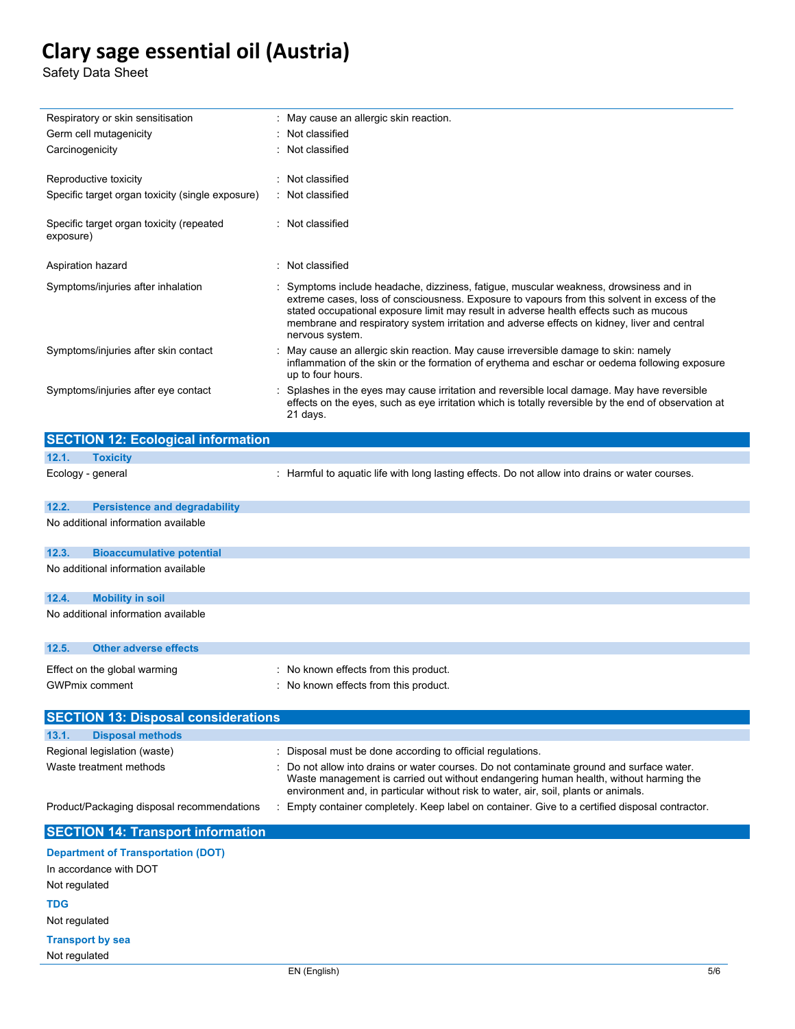| | |
|---|---|
| Respiratory or skin sensitisation | : May cause an allergic skin reaction. |
| Germ cell mutagenicity | : Not classified |
| Carcinogenicity | : Not classified |
| Reproductive toxicity | : Not classified |
| Specific target organ toxicity (single exposure) | : Not classified |
| Specific target organ toxicity (repeated exposure) | : Not classified |
| Aspiration hazard | : Not classified |
| Symptoms/injuries after inhalation | : Symptoms include headache, dizziness, fatigue, muscular weakness, drowsiness and in extreme cases, loss of consciousness. Exposure to vapours from this solvent in excess of the stated occupational exposure limit may result in adverse health effects such as mucous membrane and respiratory system irritation and adverse effects on kidney, liver and central nervous system. |
| Symptoms/injuries after skin contact | : May cause an allergic skin reaction. May cause irreversible damage to skin: namely inflammation of the skin or the formation of erythema and eschar or oedema following exposure up to four hours. |
| Symptoms/injuries after eye contact | : Splashes in the eyes may cause irritation and reversible local damage. May have reversible effects on the eyes, such as eye irritation which is totally reversible by the end of observation at 21 days. |

## SECTION 12: Ecological information

### 12.1. Toxicity

| | |
|---|---|
| Ecology - general | : Harmful to aquatic life with long lasting effects. Do not allow into drains or water courses. |

### 12.2. Persistence and degradability

No additional information available

### 12.3. Bioaccumulative potential

No additional information available

### 12.4. Mobility in soil

No additional information available

### 12.5. Other adverse effects

| | |
|---|---|
| Effect on the global warming | : No known effects from this product. |
| GWPmix comment | : No known effects from this product. |

## SECTION 13: Disposal considerations

### 13.1. Disposal methods

| | |
|---|---|
| Regional legislation (waste) | : Disposal must be done according to official regulations. |
| Waste treatment methods | : Do not allow into drains or water courses. Do not contaminate ground and surface water. Waste management is carried out without endangering human health, without harming the environment and, in particular without risk to water, air, soil, plants or animals. |
| Product/Packaging disposal recommendations | : Empty container completely. Keep label on container. Give to a certified disposal contractor. |

## SECTION 14: Transport information

**Department of Transportation (DOT)**

In accordance with DOT

Not regulated

**TDG**

Not regulated

**Transport by sea**

Not regulated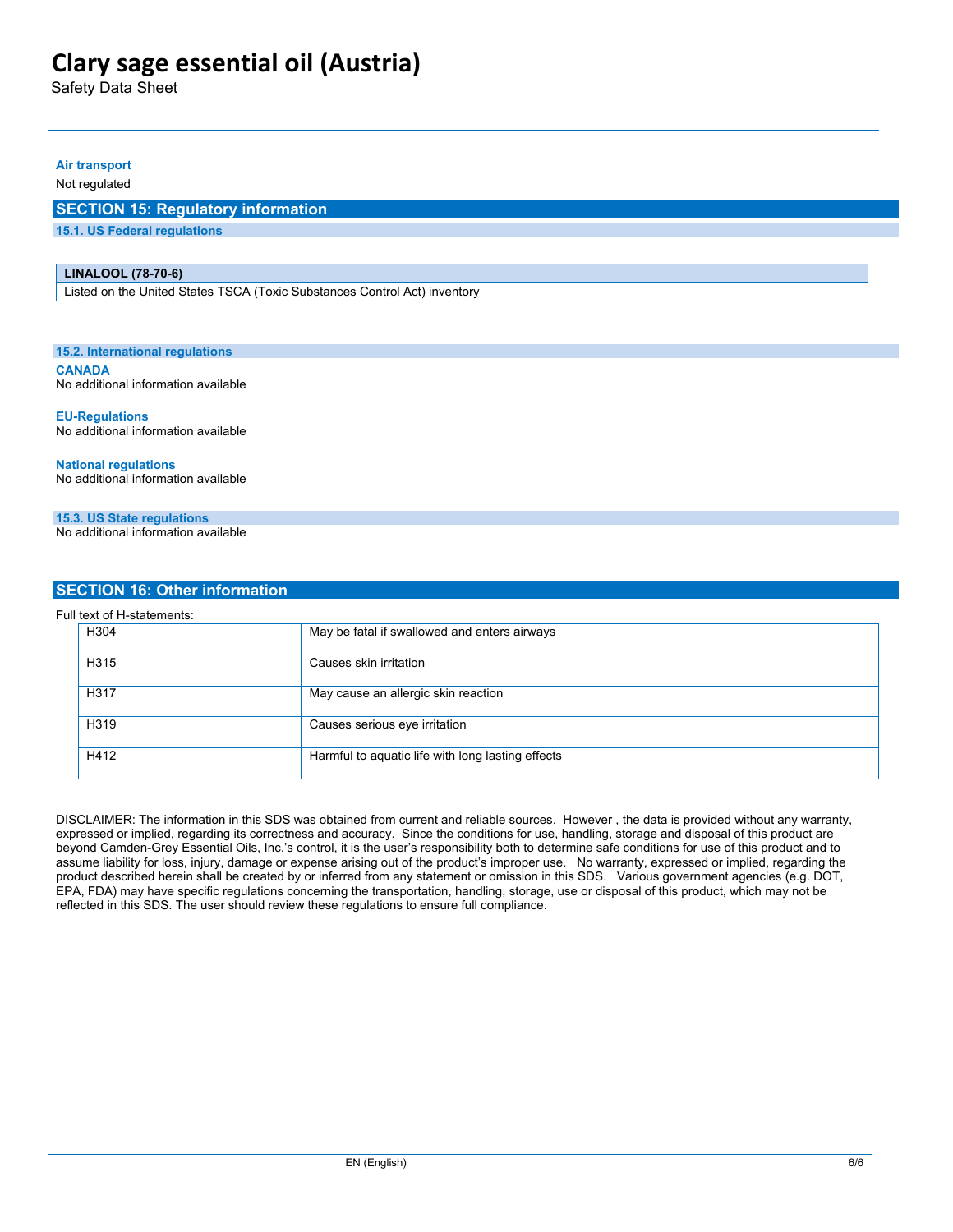**Air transport**

Not regulated

## SECTION 15: Regulatory information

### 15.1. US Federal regulations

| LINALOOL (78-70-6) |
| --- |
| Listed on the United States TSCA (Toxic Substances Control Act) inventory |

### 15.2. International regulations

**CANADA**

No additional information available

**EU-Regulations**

No additional information available

**National regulations**

No additional information available

### 15.3. US State regulations

No additional information available

## SECTION 16: Other information

Full text of H-statements:

| | |
| --- | --- |
| H304 | May be fatal if swallowed and enters airways |
| H315 | Causes skin irritation |
| H317 | May cause an allergic skin reaction |
| H319 | Causes serious eye irritation |
| H412 | Harmful to aquatic life with long lasting effects |

DISCLAIMER: The information in this SDS was obtained from current and reliable sources. However , the data is provided without any warranty, expressed or implied, regarding its correctness and accuracy. Since the conditions for use, handling, storage and disposal of this product are beyond Camden-Grey Essential Oils, Inc.'s control, it is the user's responsibility both to determine safe conditions for use of this product and to assume liability for loss, injury, damage or expense arising out of the product's improper use. No warranty, expressed or implied, regarding the product described herein shall be created by or inferred from any statement or omission in this SDS. Various government agencies (e.g. DOT, EPA, FDA) may have specific regulations concerning the transportation, handling, storage, use or disposal of this product, which may not be reflected in this SDS. The user should review these regulations to ensure full compliance.